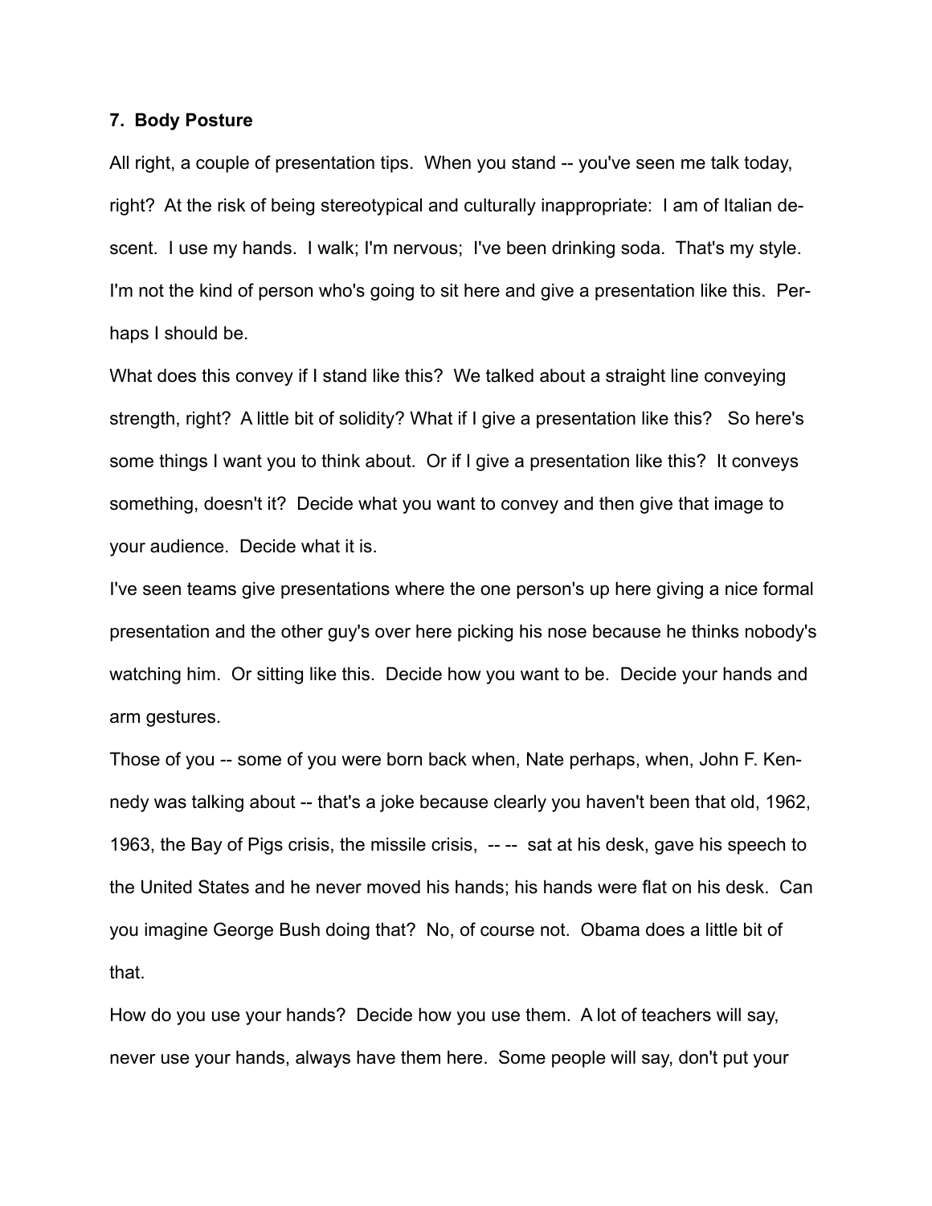**7. Body Posture**

All right, a couple of presentation tips. When you stand -- you've seen me talk today, right? At the risk of being stereotypical and culturally inappropriate: I am of Italian descent. I use my hands. I walk; I'm nervous; I've been drinking soda. That's my style. I'm not the kind of person who's going to sit here and give a presentation like this. Perhaps I should be.

What does this convey if I stand like this? We talked about a straight line conveying strength, right? A little bit of solidity? What if I give a presentation like this? So here's some things I want you to think about. Or if I give a presentation like this? It conveys something, doesn't it? Decide what you want to convey and then give that image to your audience. Decide what it is.

I've seen teams give presentations where the one person's up here giving a nice formal presentation and the other guy's over here picking his nose because he thinks nobody's watching him. Or sitting like this. Decide how you want to be. Decide your hands and arm gestures.

Those of you -- some of you were born back when, Nate perhaps, when, John F. Kennedy was talking about -- that's a joke because clearly you haven't been that old, 1962, 1963, the Bay of Pigs crisis, the missile crisis, -- -- sat at his desk, gave his speech to the United States and he never moved his hands; his hands were flat on his desk. Can you imagine George Bush doing that? No, of course not. Obama does a little bit of that.

How do you use your hands? Decide how you use them. A lot of teachers will say, never use your hands, always have them here. Some people will say, don't put your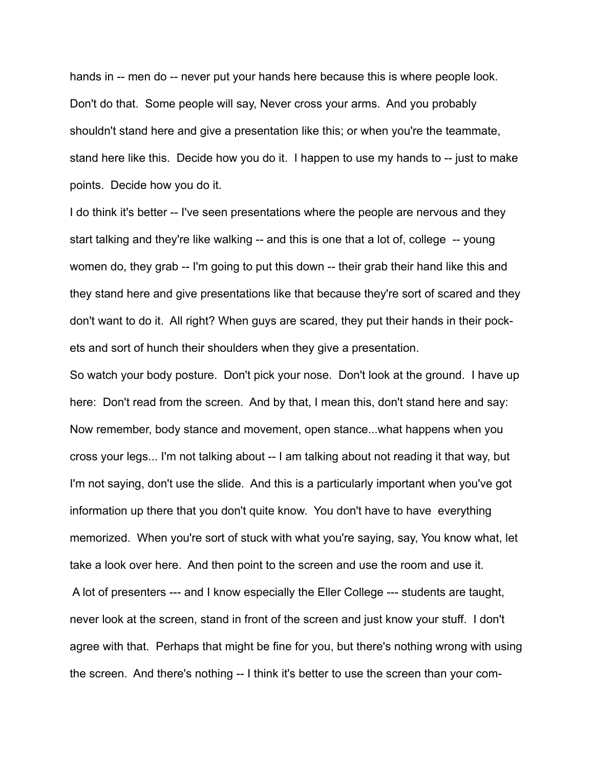hands in -- men do -- never put your hands here because this is where people look. Don't do that. Some people will say, Never cross your arms. And you probably shouldn't stand here and give a presentation like this; or when you're the teammate, stand here like this. Decide how you do it. I happen to use my hands to -- just to make points. Decide how you do it.

I do think it's better -- I've seen presentations where the people are nervous and they start talking and they're like walking -- and this is one that a lot of, college -- young women do, they grab -- I'm going to put this down -- their grab their hand like this and they stand here and give presentations like that because they're sort of scared and they don't want to do it. All right? When guys are scared, they put their hands in their pockets and sort of hunch their shoulders when they give a presentation.

So watch your body posture. Don't pick your nose. Don't look at the ground. I have up here: Don't read from the screen. And by that, I mean this, don't stand here and say: Now remember, body stance and movement, open stance...what happens when you cross your legs... I'm not talking about -- I am talking about not reading it that way, but I'm not saying, don't use the slide. And this is a particularly important when you've got information up there that you don't quite know. You don't have to have everything memorized. When you're sort of stuck with what you're saying, say, You know what, let take a look over here. And then point to the screen and use the room and use it.

A lot of presenters --- and I know especially the Eller College --- students are taught, never look at the screen, stand in front of the screen and just know your stuff. I don't agree with that. Perhaps that might be fine for you, but there's nothing wrong with using the screen. And there's nothing -- I think it's better to use the screen than your com-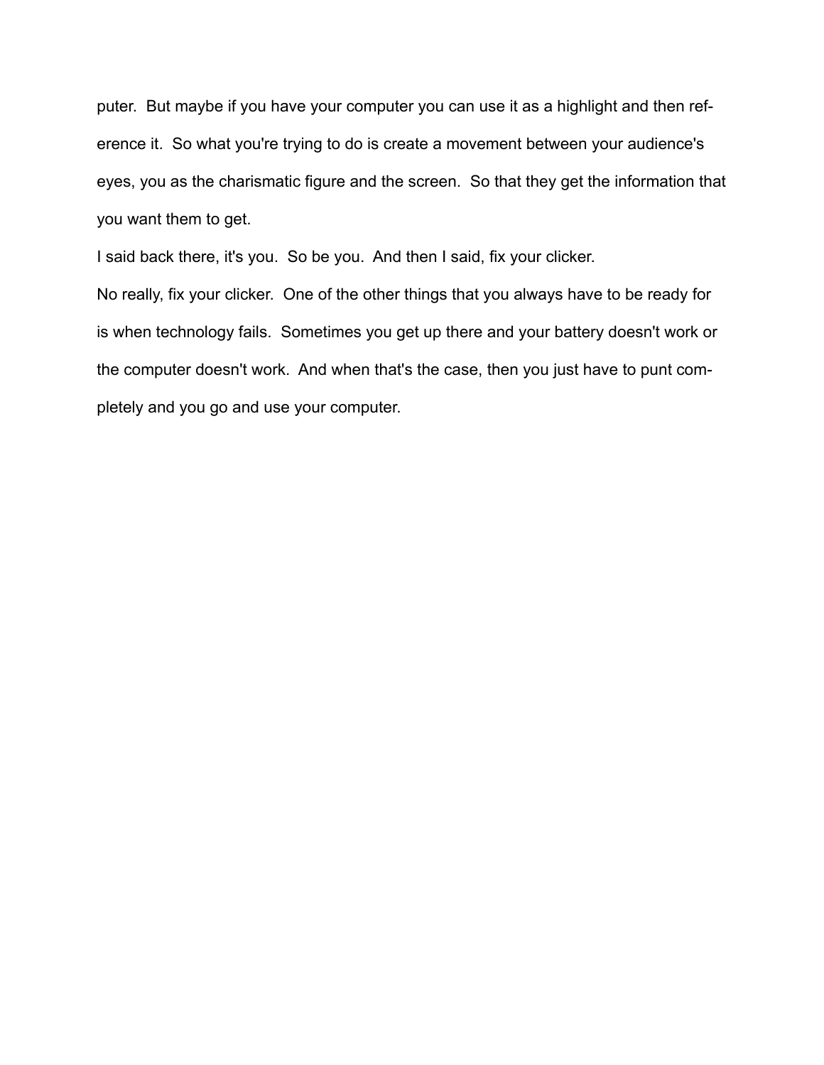puter. But maybe if you have your computer you can use it as a highlight and then reference it. So what you're trying to do is create a movement between your audience's eyes, you as the charismatic figure and the screen. So that they get the information that you want them to get.

I said back there, it's you. So be you. And then I said, fix your clicker.

No really, fix your clicker. One of the other things that you always have to be ready for is when technology fails. Sometimes you get up there and your battery doesn't work or the computer doesn't work. And when that's the case, then you just have to punt completely and you go and use your computer.